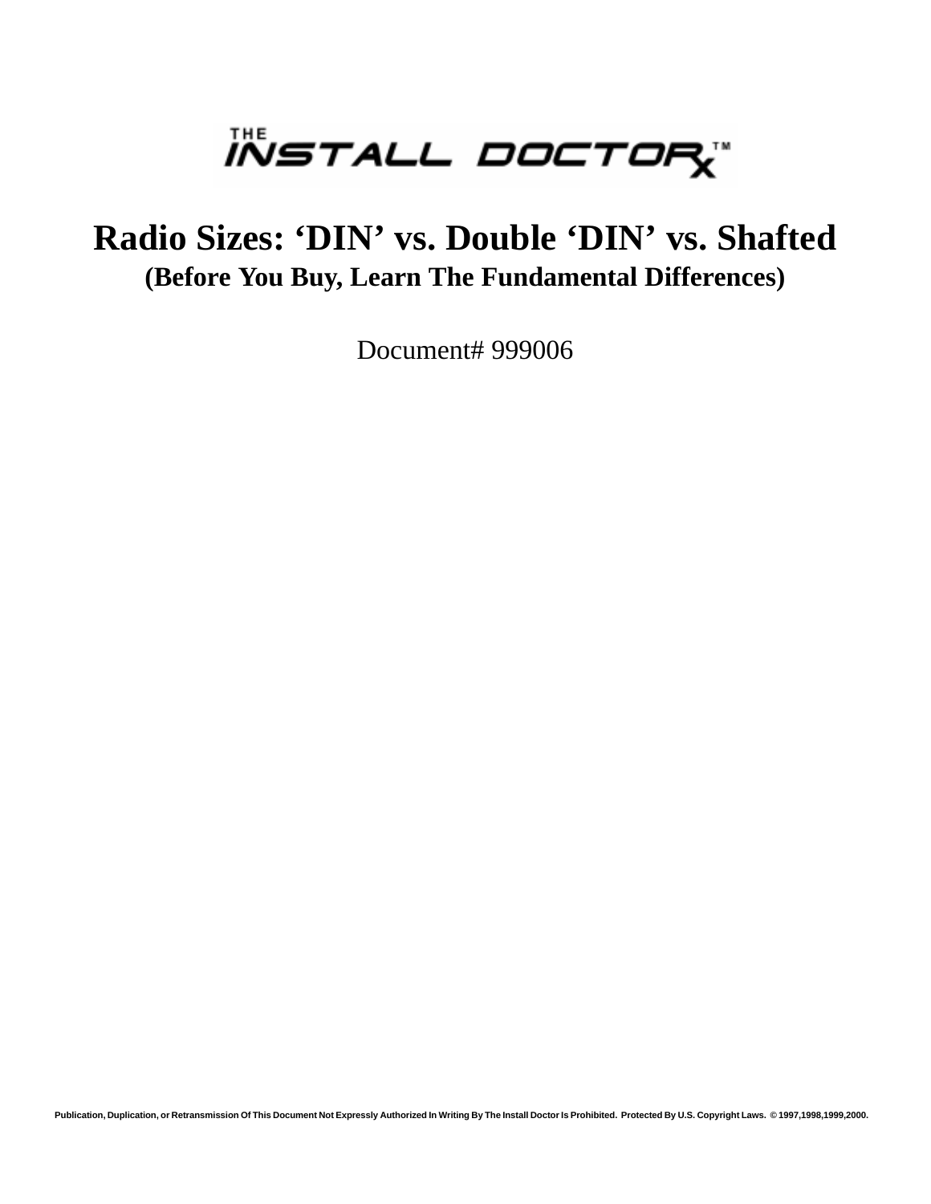THE INSTALL DOCTOR™

# Radio Sizes: 'DIN' vs. Double 'DIN' vs. Shafted

## (Before You Buy, Learn The Fundamental Differences)

Document# 999006

Publication, Duplication, or Retransmission Of This Document Not Expressly Authorized In Writing By The Install Doctor Is Prohibited. Protected By U.S. Copyright Laws. © 1997,1998,1999,2000.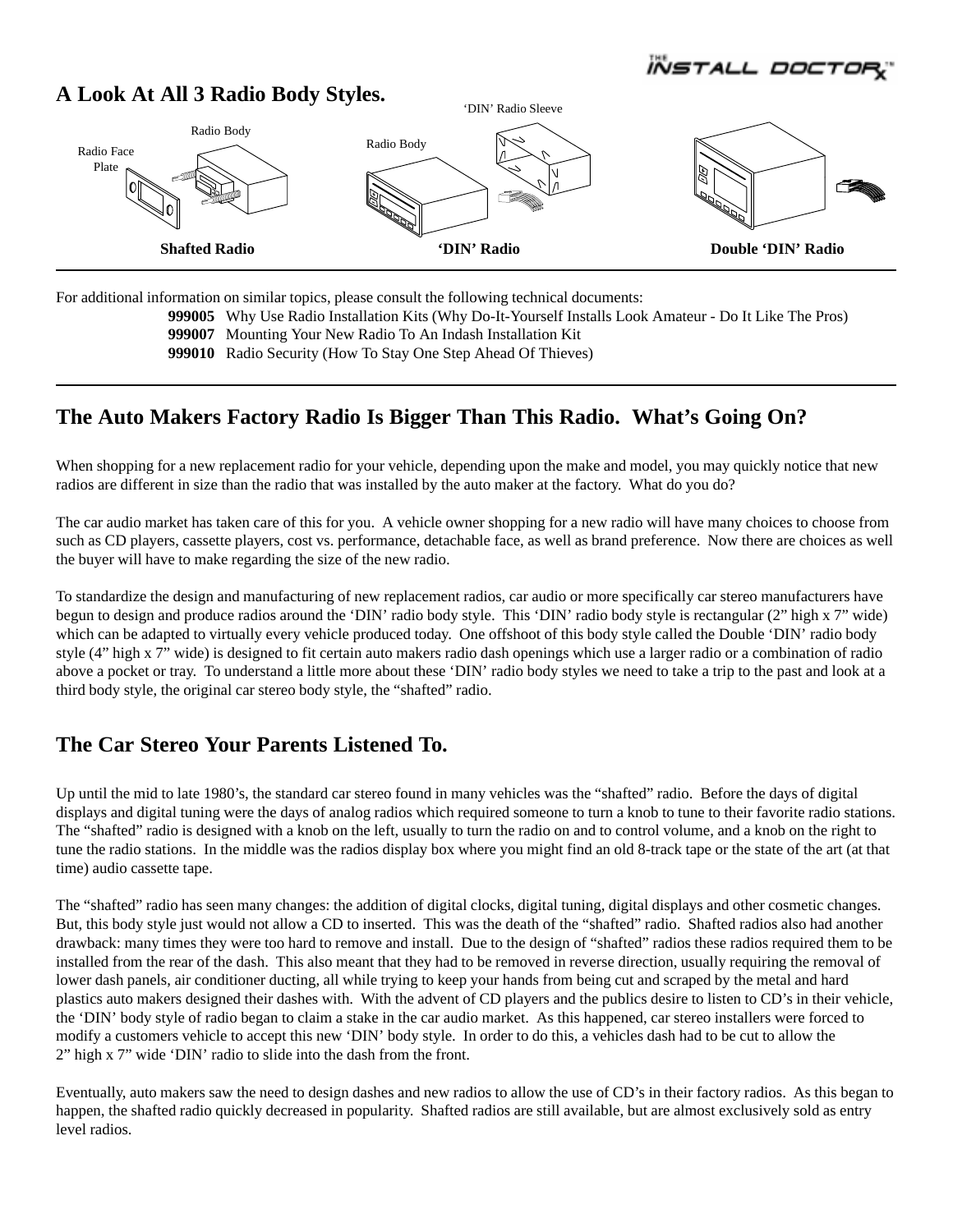## A Look At All 3 Radio Body Styles.

Radio Face Plate | Radio Body | Radio Body | 'DIN' Radio Sleeve

**Shafted Radio** **'DIN' Radio** **Double 'DIN' Radio**

---

For additional information on similar topics, please consult the following technical documents:

**999005** Why Use Radio Installation Kits (Why Do-It-Yourself Installs Look Amateur - Do It Like The Pros)
**999007** Mounting Your New Radio To An Indash Installation Kit
**999010** Radio Security (How To Stay One Step Ahead Of Thieves)

---

## The Auto Makers Factory Radio Is Bigger Than This Radio. What's Going On?

When shopping for a new replacement radio for your vehicle, depending upon the make and model, you may quickly notice that new radios are different in size than the radio that was installed by the auto maker at the factory. What do you do?

The car audio market has taken care of this for you. A vehicle owner shopping for a new radio will have many choices to choose from such as CD players, cassette players, cost vs. performance, detachable face, as well as brand preference. Now there are choices as well the buyer will have to make regarding the size of the new radio.

To standardize the design and manufacturing of new replacement radios, car audio or more specifically car stereo manufacturers have begun to design and produce radios around the 'DIN' radio body style. This 'DIN' radio body style is rectangular (2" high x 7" wide) which can be adapted to virtually every vehicle produced today. One offshoot of this body style called the Double 'DIN' radio body style (4" high x 7" wide) is designed to fit certain auto makers radio dash openings which use a larger radio or a combination of radio above a pocket or tray. To understand a little more about these 'DIN' radio body styles we need to take a trip to the past and look at a third body style, the original car stereo body style, the "shafted" radio.

## The Car Stereo Your Parents Listened To.

Up until the mid to late 1980's, the standard car stereo found in many vehicles was the "shafted" radio. Before the days of digital displays and digital tuning were the days of analog radios which required someone to turn a knob to tune to their favorite radio stations. The "shafted" radio is designed with a knob on the left, usually to turn the radio on and to control volume, and a knob on the right to tune the radio stations. In the middle was the radios display box where you might find an old 8-track tape or the state of the art (at that time) audio cassette tape.

The "shafted" radio has seen many changes: the addition of digital clocks, digital tuning, digital displays and other cosmetic changes. But, this body style just would not allow a CD to inserted. This was the death of the "shafted" radio. Shafted radios also had another drawback: many times they were too hard to remove and install. Due to the design of "shafted" radios these radios required them to be installed from the rear of the dash. This also meant that they had to be removed in reverse direction, usually requiring the removal of lower dash panels, air conditioner ducting, all while trying to keep your hands from being cut and scraped by the metal and hard plastics auto makers designed their dashes with. With the advent of CD players and the publics desire to listen to CD's in their vehicle, the 'DIN' body style of radio began to claim a stake in the car audio market. As this happened, car stereo installers were forced to modify a customers vehicle to accept this new 'DIN' body style. In order to do this, a vehicles dash had to be cut to allow the 2" high x 7" wide 'DIN' radio to slide into the dash from the front.

Eventually, auto makers saw the need to design dashes and new radios to allow the use of CD's in their factory radios. As this began to happen, the shafted radio quickly decreased in popularity. Shafted radios are still available, but are almost exclusively sold as entry level radios.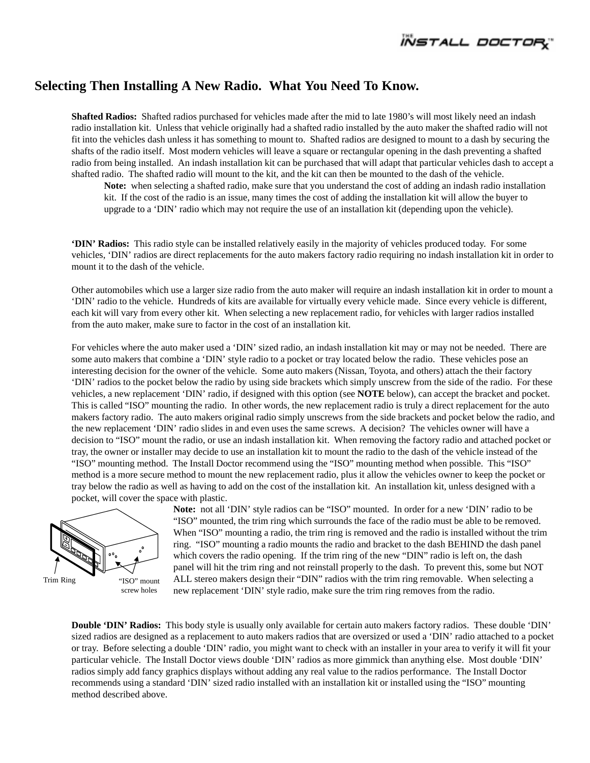# Selecting Then Installing A New Radio. What You Need To Know.

**Shafted Radios:** Shafted radios purchased for vehicles made after the mid to late 1980's will most likely need an indash radio installation kit. Unless that vehicle originally had a shafted radio installed by the auto maker the shafted radio will not fit into the vehicles dash unless it has something to mount to. Shafted radios are designed to mount to a dash by securing the shafts of the radio itself. Most modern vehicles will leave a square or rectangular opening in the dash preventing a shafted radio from being installed. An indash installation kit can be purchased that will adapt that particular vehicles dash to accept a shafted radio. The shafted radio will mount to the kit, and the kit can then be mounted to the dash of the vehicle.

> **Note:** when selecting a shafted radio, make sure that you understand the cost of adding an indash radio installation kit. If the cost of the radio is an issue, many times the cost of adding the installation kit will allow the buyer to upgrade to a 'DIN' radio which may not require the use of an installation kit (depending upon the vehicle).

**'DIN' Radios:** This radio style can be installed relatively easily in the majority of vehicles produced today. For some vehicles, 'DIN' radios are direct replacements for the auto makers factory radio requiring no indash installation kit in order to mount it to the dash of the vehicle.

Other automobiles which use a larger size radio from the auto maker will require an indash installation kit in order to mount a 'DIN' radio to the vehicle. Hundreds of kits are available for virtually every vehicle made. Since every vehicle is different, each kit will vary from every other kit. When selecting a new replacement radio, for vehicles with larger radios installed from the auto maker, make sure to factor in the cost of an installation kit.

For vehicles where the auto maker used a 'DIN' sized radio, an indash installation kit may or may not be needed. There are some auto makers that combine a 'DIN' style radio to a pocket or tray located below the radio. These vehicles pose an interesting decision for the owner of the vehicle. Some auto makers (Nissan, Toyota, and others) attach the their factory 'DIN' radios to the pocket below the radio by using side brackets which simply unscrew from the side of the radio. For these vehicles, a new replacement 'DIN' radio, if designed with this option (see **NOTE** below), can accept the bracket and pocket. This is called "ISO" mounting the radio. In other words, the new replacement radio is truly a direct replacement for the auto makers factory radio. The auto makers original radio simply unscrews from the side brackets and pocket below the radio, and the new replacement 'DIN' radio slides in and even uses the same screws. A decision? The vehicles owner will have a decision to "ISO" mount the radio, or use an indash installation kit. When removing the factory radio and attached pocket or tray, the owner or installer may decide to use an installation kit to mount the radio to the dash of the vehicle instead of the "ISO" mounting method. The Install Doctor recommend using the "ISO" mounting method when possible. This "ISO" method is a more secure method to mount the new replacement radio, plus it allow the vehicles owner to keep the pocket or tray below the radio as well as having to add on the cost of the installation kit. An installation kit, unless designed with a pocket, will cover the space with plastic.

Trim Ring

"ISO" mount screw holes

**Note:** not all 'DIN' style radios can be "ISO" mounted. In order for a new 'DIN' radio to be "ISO" mounted, the trim ring which surrounds the face of the radio must be able to be removed. When "ISO" mounting a radio, the trim ring is removed and the radio is installed without the trim ring. "ISO" mounting a radio mounts the radio and bracket to the dash BEHIND the dash panel which covers the radio opening. If the trim ring of the new "DIN" radio is left on, the dash panel will hit the trim ring and not reinstall properly to the dash. To prevent this, some but NOT ALL stereo makers design their "DIN" radios with the trim ring removable. When selecting a new replacement 'DIN' style radio, make sure the trim ring removes from the radio.

**Double 'DIN' Radios:** This body style is usually only available for certain auto makers factory radios. These double 'DIN' sized radios are designed as a replacement to auto makers radios that are oversized or used a 'DIN' radio attached to a pocket or tray. Before selecting a double 'DIN' radio, you might want to check with an installer in your area to verify it will fit your particular vehicle. The Install Doctor views double 'DIN' radios as more gimmick than anything else. Most double 'DIN' radios simply add fancy graphics displays without adding any real value to the radios performance. The Install Doctor recommends using a standard 'DIN' sized radio installed with an installation kit or installed using the "ISO" mounting method described above.